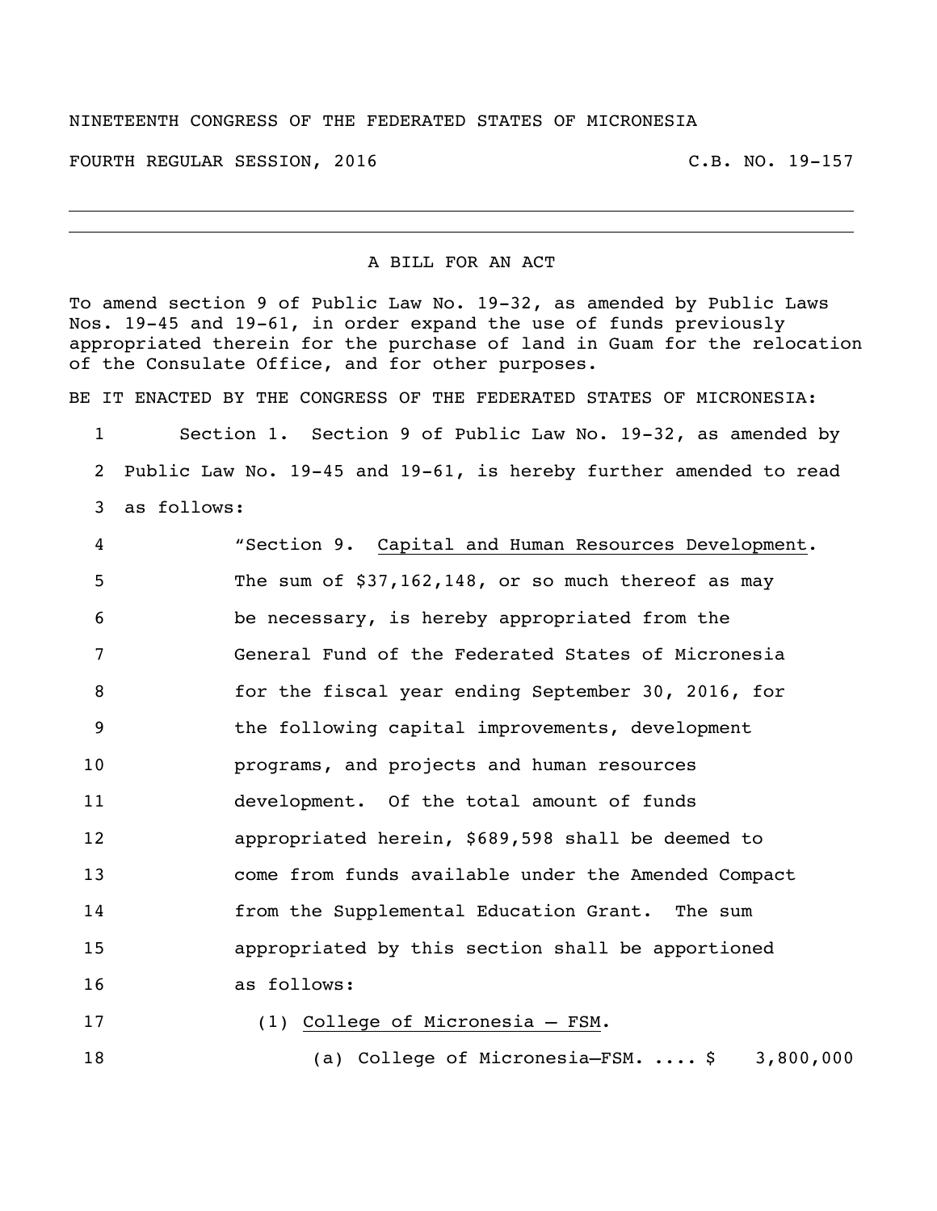NINETEENTH CONGRESS OF THE FEDERATED STATES OF MICRONESIA

FOURTH REGULAR SESSION, 2016 C.B. NO. 19-157

---

A BILL FOR AN ACT

To amend section 9 of Public Law No. 19-32, as amended by Public Laws Nos. 19-45 and 19-61, in order expand the use of funds previously appropriated therein for the purchase of land in Guam for the relocation of the Consulate Office, and for other purposes.

BE IT ENACTED BY THE CONGRESS OF THE FEDERATED STATES OF MICRONESIA:

1 Section 1. Section 9 of Public Law No. 19-32, as amended by
2 Public Law No. 19-45 and 19-61, is hereby further amended to read
3 as follows:

4 "Section 9. Capital and Human Resources Development.
5 The sum of $37,162,148, or so much thereof as may
6 be necessary, is hereby appropriated from the
7 General Fund of the Federated States of Micronesia
8 for the fiscal year ending September 30, 2016, for
9 the following capital improvements, development
10 programs, and projects and human resources
11 development. Of the total amount of funds
12 appropriated herein, $689,598 shall be deemed to
13 come from funds available under the Amended Compact
14 from the Supplemental Education Grant. The sum
15 appropriated by this section shall be apportioned
16 as follows:

17 (1) College of Micronesia – FSM.
18 (a) College of Micronesia—FSM. .... $ 3,800,000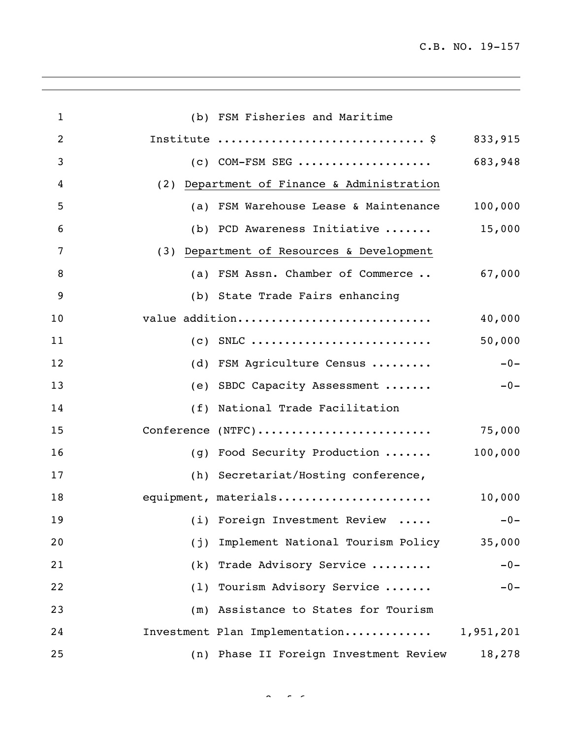| | |
|---|---:|
| (b) FSM Fisheries and Maritime Institute .............................. $ | 833,915 |
| (c) COM-FSM SEG ................... | 683,948 |
| (2) <u>Department of Finance & Administration</u> | |
| (a) FSM Warehouse Lease & Maintenance | 100,000 |
| (b) PCD Awareness Initiative ....... | 15,000 |
| (3) <u>Department of Resources & Development</u> | |
| (a) FSM Assn. Chamber of Commerce .. | 67,000 |
| (b) State Trade Fairs enhancing value addition............................ | 40,000 |
| (c) SNLC .......................... | 50,000 |
| (d) FSM Agriculture Census ......... | -0- |
| (e) SBDC Capacity Assessment ....... | -0- |
| (f) National Trade Facilitation Conference (NTFC)......................... | 75,000 |
| (g) Food Security Production ....... | 100,000 |
| (h) Secretariat/Hosting conference, equipment, materials...................... | 10,000 |
| (i) Foreign Investment Review ..... | -0- |
| (j) Implement National Tourism Policy | 35,000 |
| (k) Trade Advisory Service ......... | -0- |
| (l) Tourism Advisory Service ....... | -0- |
| (m) Assistance to States for Tourism Investment Plan Implementation............ | 1,951,201 |
| (n) Phase II Foreign Investment Review | 18,278 |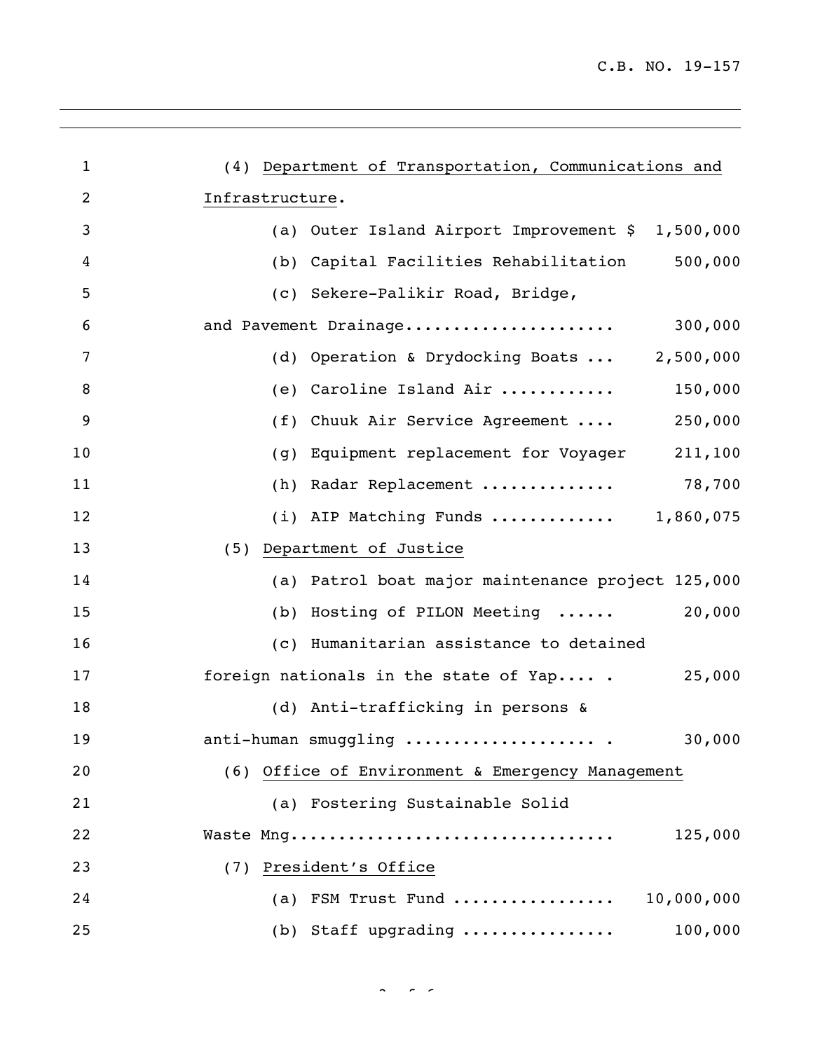(4) Department of Transportation, Communications and Infrastructure.

(a) Outer Island Airport Improvement $ 1,500,000

(b) Capital Facilities Rehabilitation 500,000

(c) Sekere-Palikir Road, Bridge, and Pavement Drainage..................... 300,000

(d) Operation & Drydocking Boats ... 2,500,000

(e) Caroline Island Air ............ 150,000

(f) Chuuk Air Service Agreement .... 250,000

(g) Equipment replacement for Voyager 211,100

(h) Radar Replacement .............. 78,700

(i) AIP Matching Funds ............. 1,860,075

(5) Department of Justice

(a) Patrol boat major maintenance project 125,000

(b) Hosting of PILON Meeting ...... 20,000

(c) Humanitarian assistance to detained foreign nationals in the state of Yap.... . 25,000

(d) Anti-trafficking in persons & anti-human smuggling ................... . 30,000

(6) Office of Environment & Emergency Management

(a) Fostering Sustainable Solid Waste Mng................................. 125,000

(7) President's Office

(a) FSM Trust Fund ................. 10,000,000

(b) Staff upgrading ................ 100,000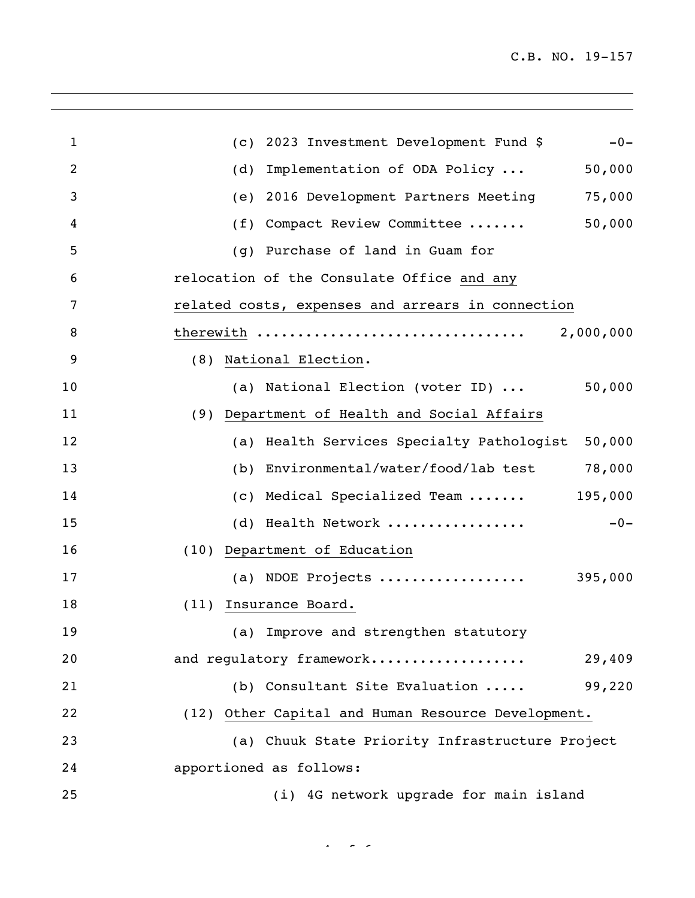(c) 2023 Investment Development Fund $ -0-

(d) Implementation of ODA Policy ... 50,000

(e) 2016 Development Partners Meeting 75,000

(f) Compact Review Committee ....... 50,000

(g) Purchase of land in Guam for relocation of the Consulate Office and any related costs, expenses and arrears in connection therewith ................................ 2,000,000

(8) National Election.

(a) National Election (voter ID) ... 50,000

(9) Department of Health and Social Affairs

(a) Health Services Specialty Pathologist 50,000

(b) Environmental/water/food/lab test 78,000

(c) Medical Specialized Team ....... 195,000

(d) Health Network ................ -0-

(10) Department of Education

(a) NDOE Projects ................. 395,000

(11) Insurance Board.

(a) Improve and strengthen statutory and regulatory framework.................. 29,409

(b) Consultant Site Evaluation ..... 99,220

(12) Other Capital and Human Resource Development.

(a) Chuuk State Priority Infrastructure Project apportioned as follows:

(i) 4G network upgrade for main island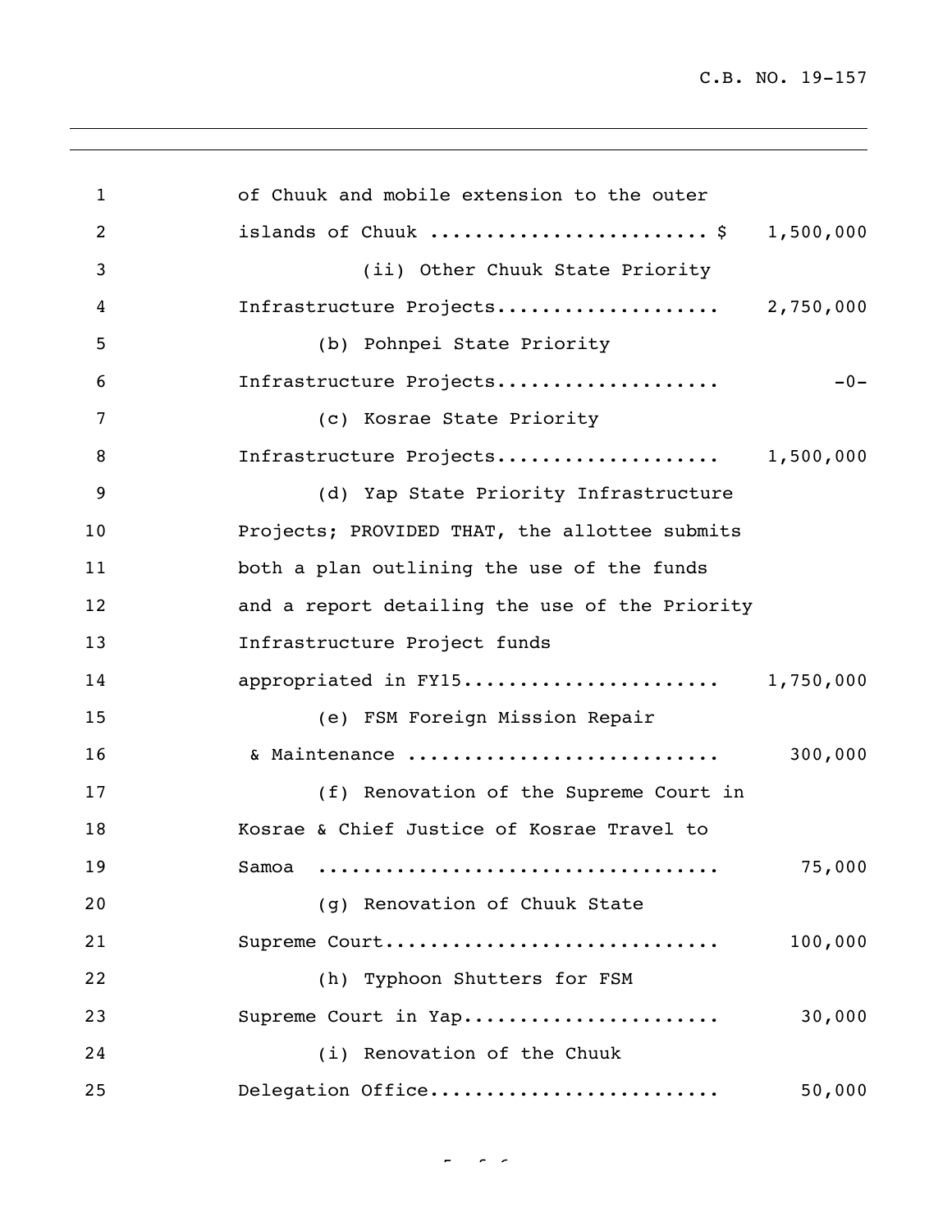of Chuuk and mobile extension to the outer islands of Chuuk ........................ $ 1,500,000

(ii) Other Chuuk State Priority Infrastructure Projects.................... 2,750,000

(b) Pohnpei State Priority Infrastructure Projects.................... -0-

(c) Kosrae State Priority Infrastructure Projects.................... 1,500,000

(d) Yap State Priority Infrastructure Projects; PROVIDED THAT, the allottee submits both a plan outlining the use of the funds and a report detailing the use of the Priority Infrastructure Project funds appropriated in FY15...................... 1,750,000

(e) FSM Foreign Mission Repair & Maintenance ........................... 300,000

(f) Renovation of the Supreme Court in Kosrae & Chief Justice of Kosrae Travel to Samoa .................................. 75,000

(g) Renovation of Chuuk State Supreme Court............................. 100,000

(h) Typhoon Shutters for FSM Supreme Court in Yap...................... 30,000

(i) Renovation of the Chuuk Delegation Office......................... 50,000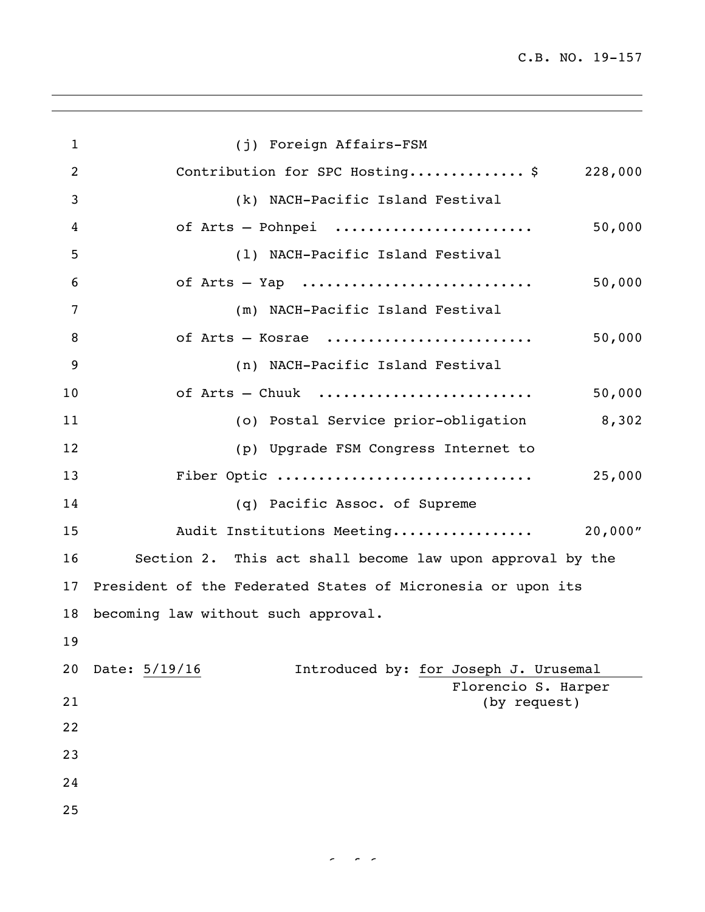(j) Foreign Affairs-FSM
Contribution for SPC Hosting.............. $ 228,000

(k) NACH-Pacific Island Festival
of Arts – Pohnpei ........................ 50,000

(l) NACH-Pacific Island Festival
of Arts – Yap ........................... 50,000

(m) NACH-Pacific Island Festival
of Arts – Kosrae ......................... 50,000

(n) NACH-Pacific Island Festival
of Arts – Chuuk ......................... 50,000

(o) Postal Service prior-obligation 8,302

(p) Upgrade FSM Congress Internet to
Fiber Optic .............................. 25,000

(q) Pacific Assoc. of Supreme
Audit Institutions Meeting................. 20,000"

Section 2. This act shall become law upon approval by the President of the Federated States of Micronesia or upon its becoming law without such approval.

Date: 5/19/16

Introduced by: for Joseph J. Urusemal
Florencio S. Harper
(by request)